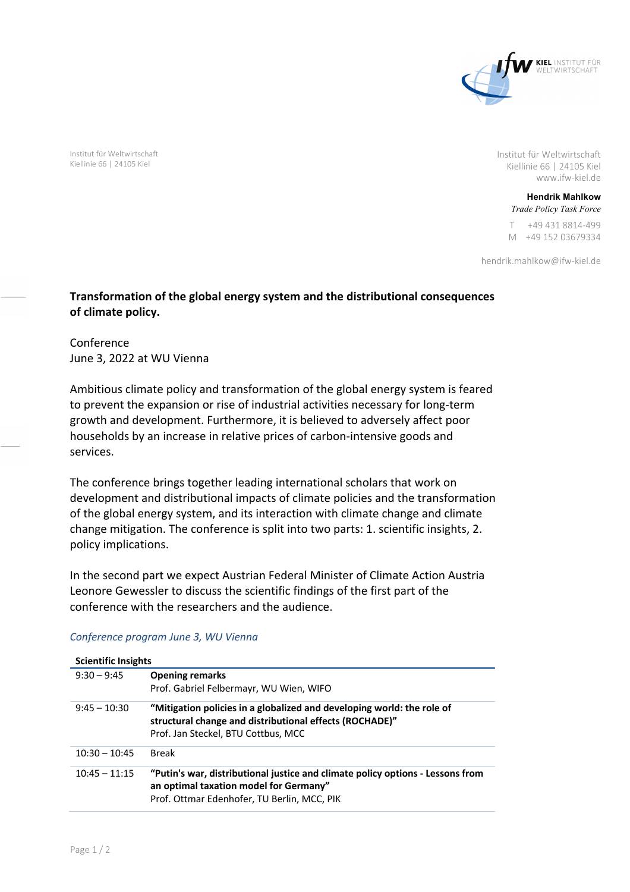Institut für Weltwirtschaft
Kiellinie 66 | 24105 Kiel

Institut für Weltwirtschaft
Kiellinie 66 | 24105 Kiel
www.ifw-kiel.de

**Hendrik Mahlkow**
*Trade Policy Task Force*

T +49 431 8814-499
M +49 152 03679334

hendrik.mahlkow@ifw-kiel.de

# Transformation of the global energy system and the distributional consequences of climate policy.

Conference
June 3, 2022 at WU Vienna

Ambitious climate policy and transformation of the global energy system is feared to prevent the expansion or rise of industrial activities necessary for long-term growth and development. Furthermore, it is believed to adversely affect poor households by an increase in relative prices of carbon-intensive goods and services.

The conference brings together leading international scholars that work on development and distributional impacts of climate policies and the transformation of the global energy system, and its interaction with climate change and climate change mitigation. The conference is split into two parts: 1. scientific insights, 2. policy implications.

In the second part we expect Austrian Federal Minister of Climate Action Austria Leonore Gewessler to discuss the scientific findings of the first part of the conference with the researchers and the audience.

*Conference program June 3, WU Vienna*

| **Scientific Insights** | |
|---|---|
| 9:30 – 9:45 | **Opening remarks**<br>Prof. Gabriel Felbermayr, WU Wien, WIFO |
| 9:45 – 10:30 | **“Mitigation policies in a globalized and developing world: the role of structural change and distributional effects (ROCHADE)”**<br>Prof. Jan Steckel, BTU Cottbus, MCC |
| 10:30 – 10:45 | Break |
| 10:45 – 11:15 | **“Putin's war, distributional justice and climate policy options - Lessons from an optimal taxation model for Germany”**<br>Prof. Ottmar Edenhofer, TU Berlin, MCC, PIK |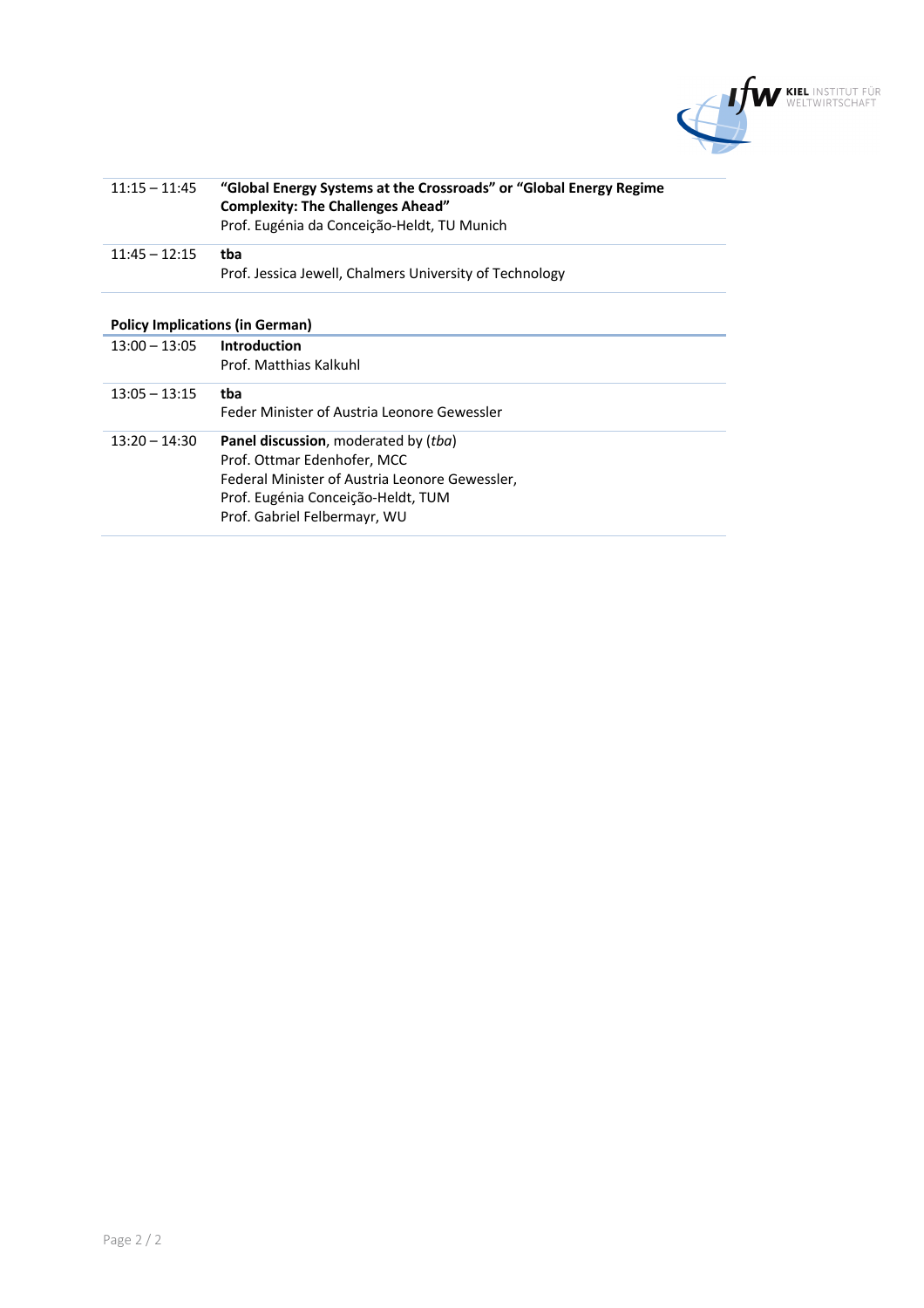| | |
|---|---|
| 11:15 – 11:45 | **"Global Energy Systems at the Crossroads" or "Global Energy Regime Complexity: The Challenges Ahead"**<br>Prof. Eugénia da Conceição-Heldt, TU Munich |
| 11:45 – 12:15 | **tba**<br>Prof. Jessica Jewell, Chalmers University of Technology |

**Policy Implications (in German)**

| | |
|---|---|
| 13:00 – 13:05 | **Introduction**<br>Prof. Matthias Kalkuhl |
| 13:05 – 13:15 | **tba**<br>Feder Minister of Austria Leonore Gewessler |
| 13:20 – 14:30 | **Panel discussion**, moderated by (*tba*)<br>Prof. Ottmar Edenhofer, MCC<br>Federal Minister of Austria Leonore Gewessler,<br>Prof. Eugénia Conceição-Heldt, TUM<br>Prof. Gabriel Felbermayr, WU |